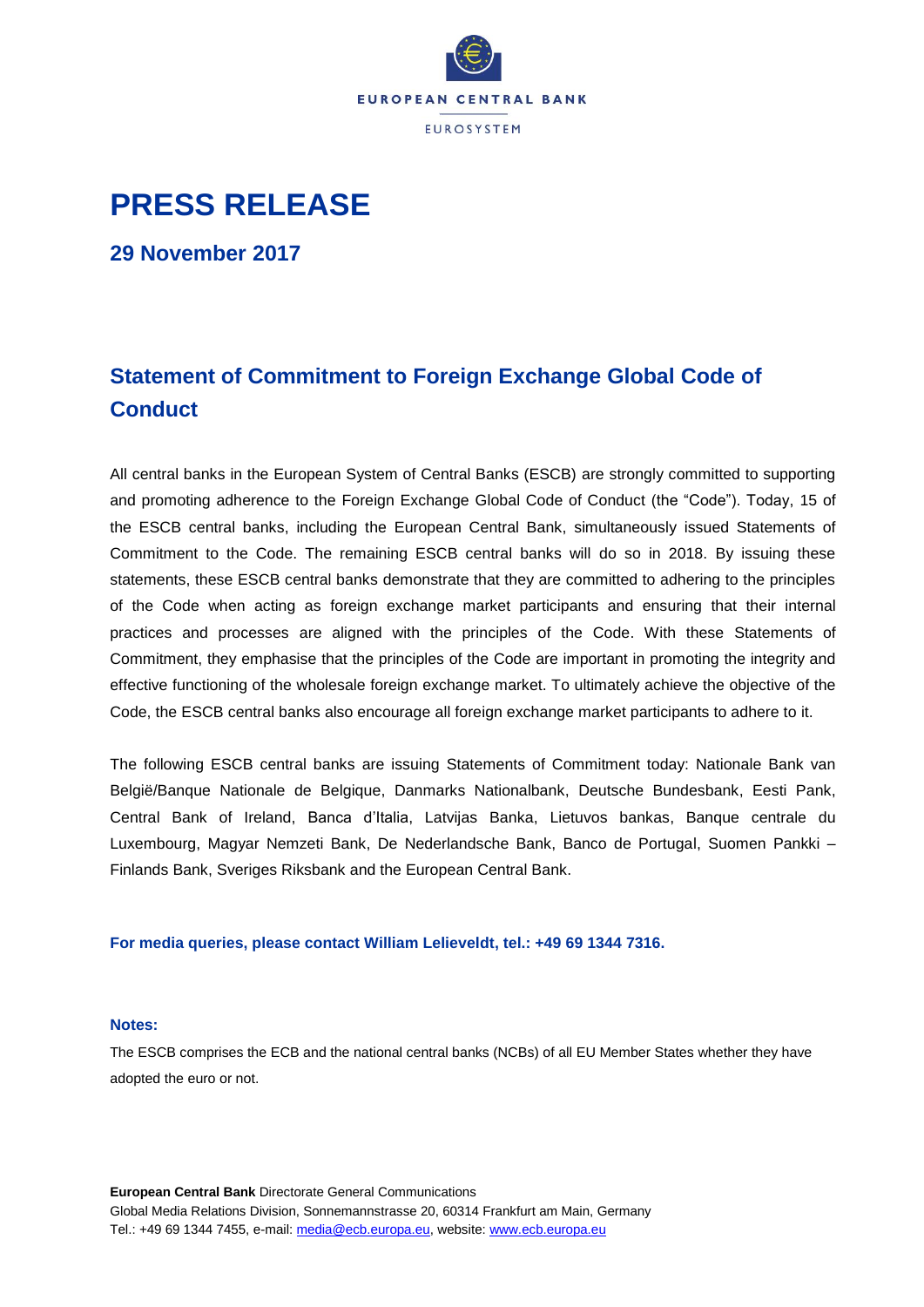EUROPEAN CENTRAL BANK

EUROSYSTEM

# PRESS RELEASE

## 29 November 2017

## Statement of Commitment to Foreign Exchange Global Code of Conduct

All central banks in the European System of Central Banks (ESCB) are strongly committed to supporting and promoting adherence to the Foreign Exchange Global Code of Conduct (the "Code"). Today, 15 of the ESCB central banks, including the European Central Bank, simultaneously issued Statements of Commitment to the Code. The remaining ESCB central banks will do so in 2018. By issuing these statements, these ESCB central banks demonstrate that they are committed to adhering to the principles of the Code when acting as foreign exchange market participants and ensuring that their internal practices and processes are aligned with the principles of the Code. With these Statements of Commitment, they emphasise that the principles of the Code are important in promoting the integrity and effective functioning of the wholesale foreign exchange market. To ultimately achieve the objective of the Code, the ESCB central banks also encourage all foreign exchange market participants to adhere to it.

The following ESCB central banks are issuing Statements of Commitment today: Nationale Bank van België/Banque Nationale de Belgique, Danmarks Nationalbank, Deutsche Bundesbank, Eesti Pank, Central Bank of Ireland, Banca d'Italia, Latvijas Banka, Lietuvos bankas, Banque centrale du Luxembourg, Magyar Nemzeti Bank, De Nederlandsche Bank, Banco de Portugal, Suomen Pankki – Finlands Bank, Sveriges Riksbank and the European Central Bank.

**For media queries, please contact William Lelieveldt, tel.: +49 69 1344 7316.**

**Notes:**

The ESCB comprises the ECB and the national central banks (NCBs) of all EU Member States whether they have adopted the euro or not.

**European Central Bank** Directorate General Communications
Global Media Relations Division, Sonnemannstrasse 20, 60314 Frankfurt am Main, Germany
Tel.: +49 69 1344 7455, e-mail: media@ecb.europa.eu, website: www.ecb.europa.eu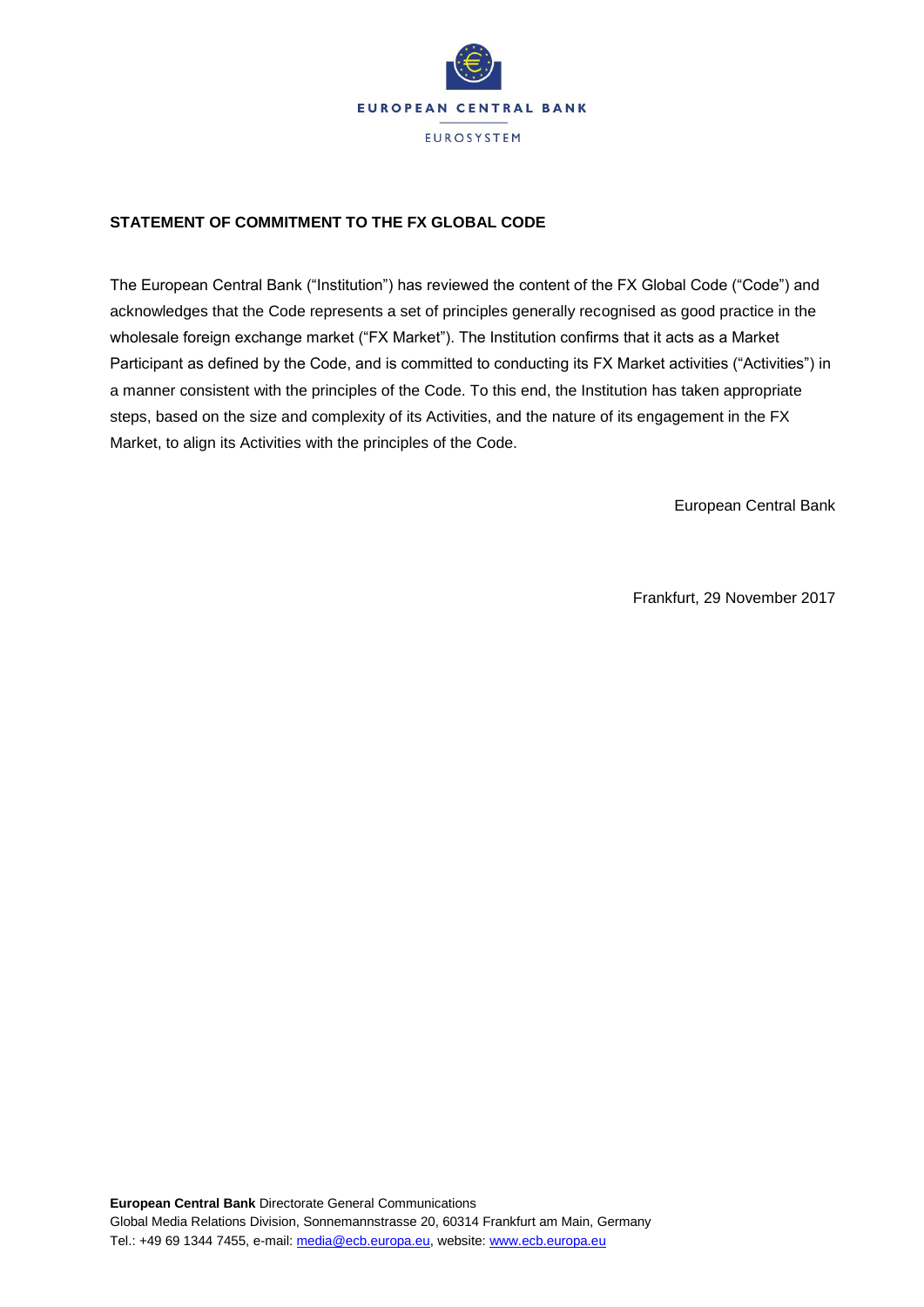EUROPEAN CENTRAL BANK

EUROSYSTEM

**STATEMENT OF COMMITMENT TO THE FX GLOBAL CODE**

The European Central Bank ("Institution") has reviewed the content of the FX Global Code ("Code") and acknowledges that the Code represents a set of principles generally recognised as good practice in the wholesale foreign exchange market ("FX Market"). The Institution confirms that it acts as a Market Participant as defined by the Code, and is committed to conducting its FX Market activities ("Activities") in a manner consistent with the principles of the Code. To this end, the Institution has taken appropriate steps, based on the size and complexity of its Activities, and the nature of its engagement in the FX Market, to align its Activities with the principles of the Code.

European Central Bank

Frankfurt, 29 November 2017

**European Central Bank** Directorate General Communications
Global Media Relations Division, Sonnemannstrasse 20, 60314 Frankfurt am Main, Germany
Tel.: +49 69 1344 7455, e-mail: media@ecb.europa.eu, website: www.ecb.europa.eu